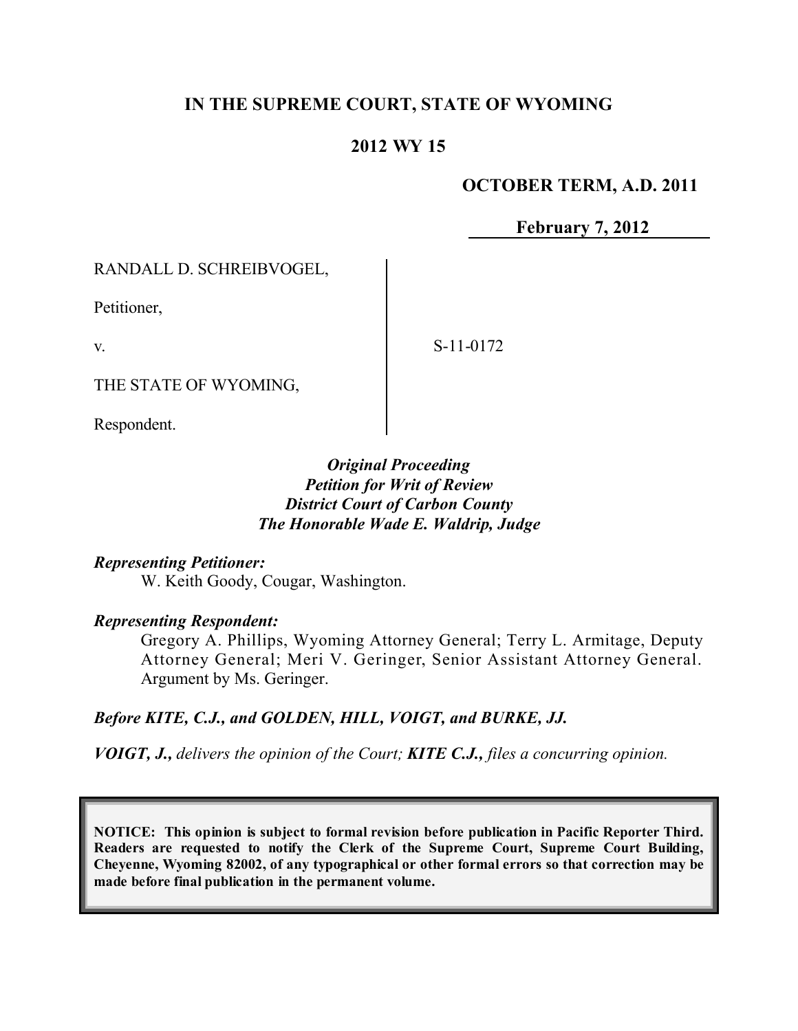# IN THE SUPREME COURT, STATE OF WYOMING

## 2012 WY 15

**OCTOBER TERM, A.D. 2011**

**February 7, 2012**

RANDALL D. SCHREIBVOGEL,

Petitioner,

v.

THE STATE OF WYOMING,

Respondent.

S-11-0172

***Original Proceeding***
***Petition for Writ of Review***
***District Court of Carbon County***
***The Honorable Wade E. Waldrip, Judge***

***Representing Petitioner:***

W. Keith Goody, Cougar, Washington.

***Representing Respondent:***

Gregory A. Phillips, Wyoming Attorney General; Terry L. Armitage, Deputy Attorney General; Meri V. Geringer, Senior Assistant Attorney General. Argument by Ms. Geringer.

***Before KITE, C.J., and GOLDEN, HILL, VOIGT, and BURKE, JJ.***

***VOIGT, J.,** delivers the opinion of the Court; **KITE C.J.,** files a concurring opinion.*

**NOTICE: This opinion is subject to formal revision before publication in Pacific Reporter Third. Readers are requested to notify the Clerk of the Supreme Court, Supreme Court Building, Cheyenne, Wyoming 82002, of any typographical or other formal errors so that correction may be made before final publication in the permanent volume.**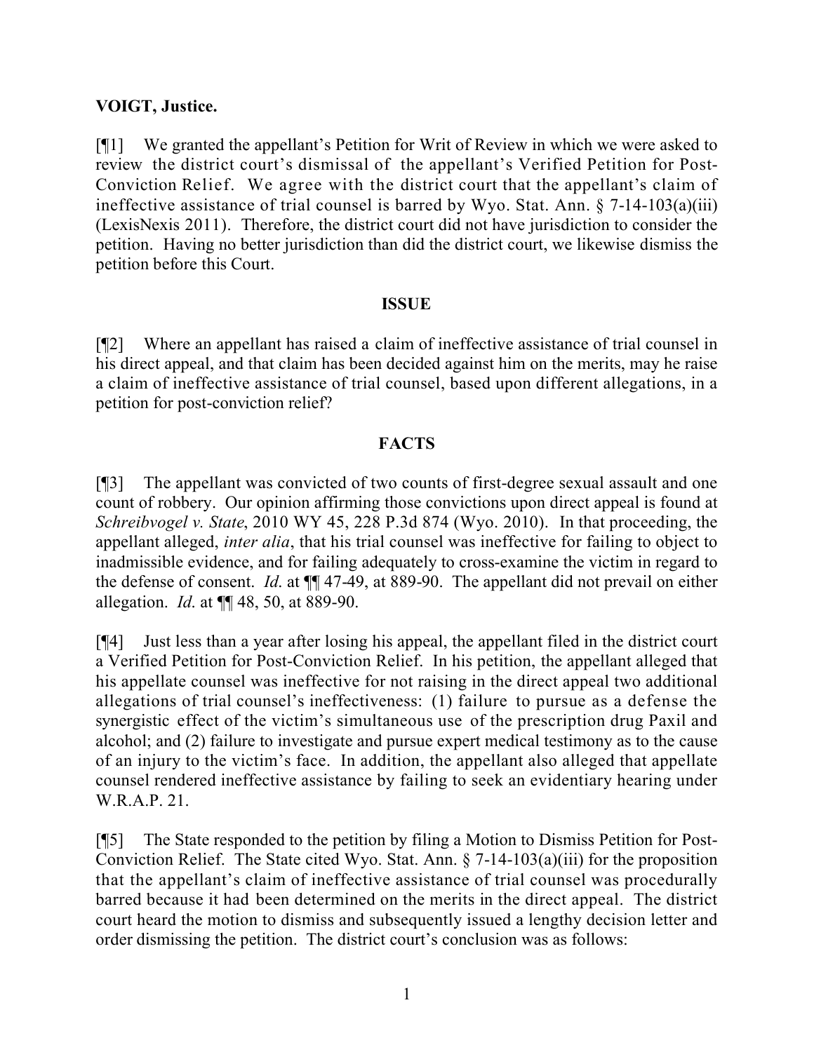**VOIGT, Justice.**

[¶1] We granted the appellant's Petition for Writ of Review in which we were asked to review the district court's dismissal of the appellant's Verified Petition for Post-Conviction Relief. We agree with the district court that the appellant's claim of ineffective assistance of trial counsel is barred by Wyo. Stat. Ann. § 7-14-103(a)(iii) (LexisNexis 2011). Therefore, the district court did not have jurisdiction to consider the petition. Having no better jurisdiction than did the district court, we likewise dismiss the petition before this Court.

**ISSUE**

[¶2] Where an appellant has raised a claim of ineffective assistance of trial counsel in his direct appeal, and that claim has been decided against him on the merits, may he raise a claim of ineffective assistance of trial counsel, based upon different allegations, in a petition for post-conviction relief?

**FACTS**

[¶3] The appellant was convicted of two counts of first-degree sexual assault and one count of robbery. Our opinion affirming those convictions upon direct appeal is found at *Schreibvogel v. State*, 2010 WY 45, 228 P.3d 874 (Wyo. 2010). In that proceeding, the appellant alleged, *inter alia*, that his trial counsel was ineffective for failing to object to inadmissible evidence, and for failing adequately to cross-examine the victim in regard to the defense of consent. *Id.* at ¶¶ 47-49, at 889-90. The appellant did not prevail on either allegation. *Id.* at ¶¶ 48, 50, at 889-90.

[¶4] Just less than a year after losing his appeal, the appellant filed in the district court a Verified Petition for Post-Conviction Relief. In his petition, the appellant alleged that his appellate counsel was ineffective for not raising in the direct appeal two additional allegations of trial counsel's ineffectiveness: (1) failure to pursue as a defense the synergistic effect of the victim's simultaneous use of the prescription drug Paxil and alcohol; and (2) failure to investigate and pursue expert medical testimony as to the cause of an injury to the victim's face. In addition, the appellant also alleged that appellate counsel rendered ineffective assistance by failing to seek an evidentiary hearing under W.R.A.P. 21.

[¶5] The State responded to the petition by filing a Motion to Dismiss Petition for Post-Conviction Relief. The State cited Wyo. Stat. Ann. § 7-14-103(a)(iii) for the proposition that the appellant's claim of ineffective assistance of trial counsel was procedurally barred because it had been determined on the merits in the direct appeal. The district court heard the motion to dismiss and subsequently issued a lengthy decision letter and order dismissing the petition. The district court's conclusion was as follows: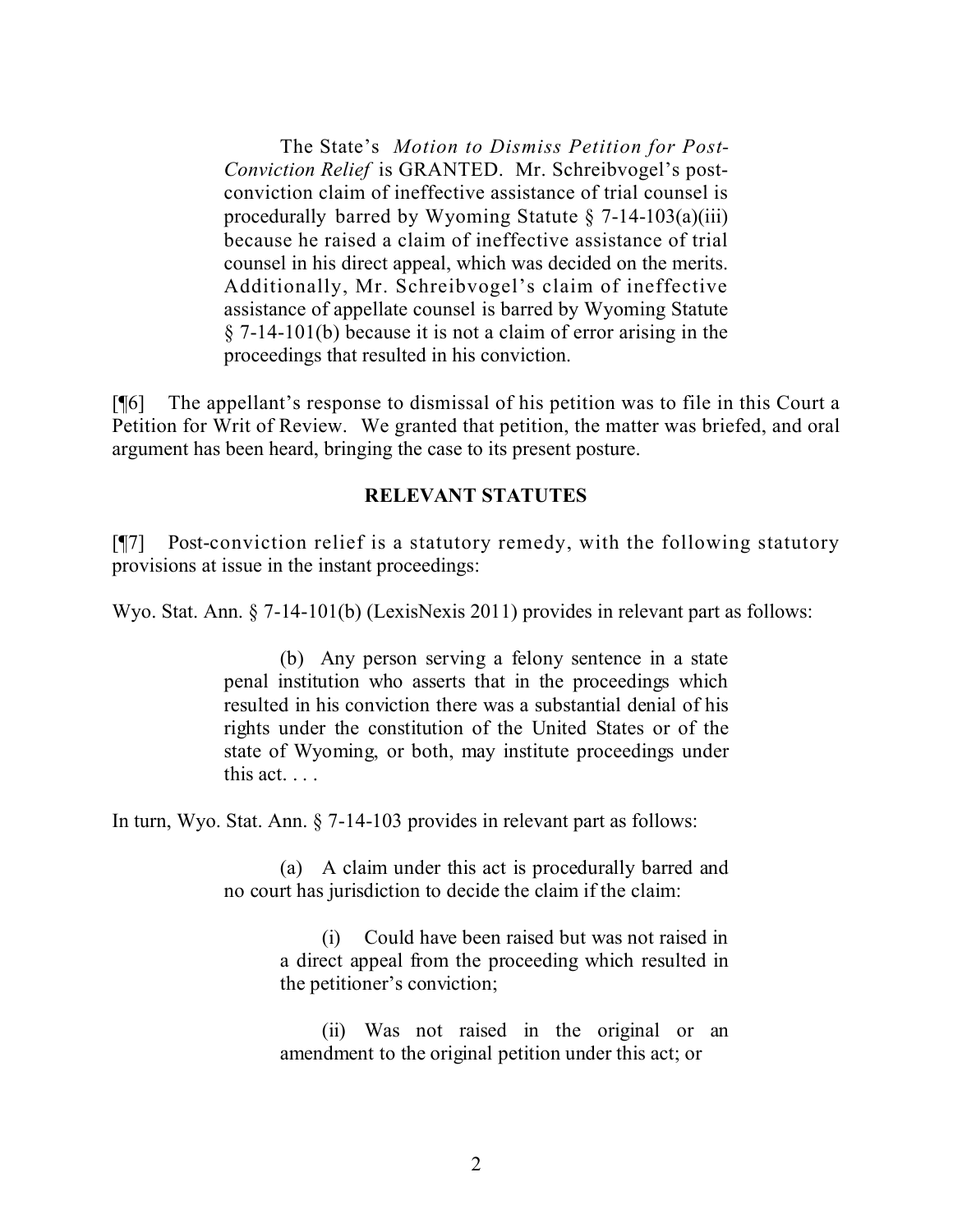The State's *Motion to Dismiss Petition for Post-Conviction Relief* is GRANTED. Mr. Schreibvogel's post-conviction claim of ineffective assistance of trial counsel is procedurally barred by Wyoming Statute § 7-14-103(a)(iii) because he raised a claim of ineffective assistance of trial counsel in his direct appeal, which was decided on the merits. Additionally, Mr. Schreibvogel's claim of ineffective assistance of appellate counsel is barred by Wyoming Statute § 7-14-101(b) because it is not a claim of error arising in the proceedings that resulted in his conviction.

[¶6] The appellant's response to dismissal of his petition was to file in this Court a Petition for Writ of Review. We granted that petition, the matter was briefed, and oral argument has been heard, bringing the case to its present posture.

## RELEVANT STATUTES

[¶7] Post-conviction relief is a statutory remedy, with the following statutory provisions at issue in the instant proceedings:

Wyo. Stat. Ann. § 7-14-101(b) (LexisNexis 2011) provides in relevant part as follows:

> (b) Any person serving a felony sentence in a state penal institution who asserts that in the proceedings which resulted in his conviction there was a substantial denial of his rights under the constitution of the United States or of the state of Wyoming, or both, may institute proceedings under this act. . . .

In turn, Wyo. Stat. Ann. § 7-14-103 provides in relevant part as follows:

> (a) A claim under this act is procedurally barred and no court has jurisdiction to decide the claim if the claim:
>
> (i) Could have been raised but was not raised in a direct appeal from the proceeding which resulted in the petitioner's conviction;
>
> (ii) Was not raised in the original or an amendment to the original petition under this act; or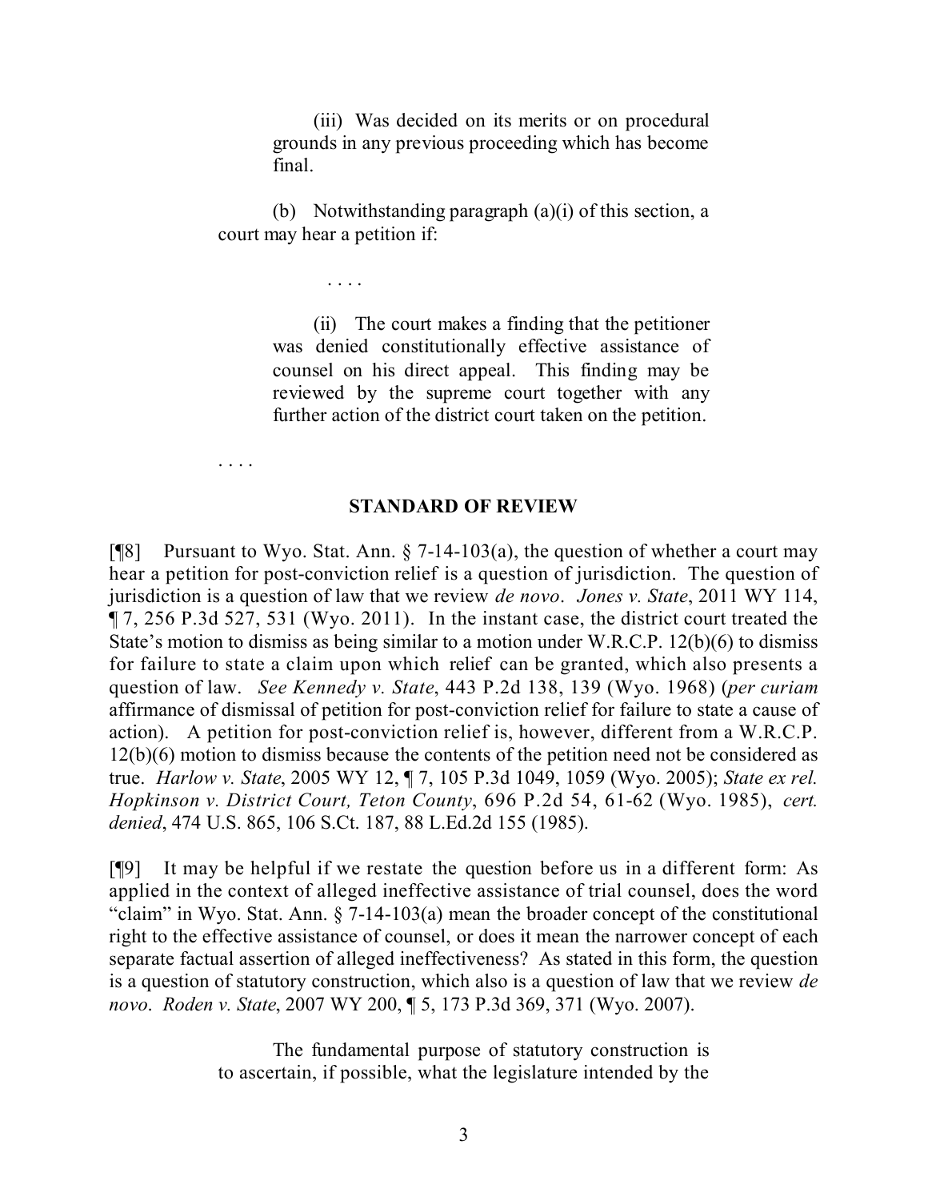> (iii) Was decided on its merits or on procedural grounds in any previous proceeding which has become final.
>
> (b) Notwithstanding paragraph (a)(i) of this section, a court may hear a petition if:
>
> . . . .
>
> (ii) The court makes a finding that the petitioner was denied constitutionally effective assistance of counsel on his direct appeal. This finding may be reviewed by the supreme court together with any further action of the district court taken on the petition.
>
> . . . .

## STANDARD OF REVIEW

[¶8] Pursuant to Wyo. Stat. Ann. § 7-14-103(a), the question of whether a court may hear a petition for post-conviction relief is a question of jurisdiction. The question of jurisdiction is a question of law that we review *de novo*. *Jones v. State*, 2011 WY 114, ¶ 7, 256 P.3d 527, 531 (Wyo. 2011). In the instant case, the district court treated the State's motion to dismiss as being similar to a motion under W.R.C.P. 12(b)(6) to dismiss for failure to state a claim upon which relief can be granted, which also presents a question of law. *See Kennedy v. State*, 443 P.2d 138, 139 (Wyo. 1968) (*per curiam* affirmance of dismissal of petition for post-conviction relief for failure to state a cause of action). A petition for post-conviction relief is, however, different from a W.R.C.P. 12(b)(6) motion to dismiss because the contents of the petition need not be considered as true. *Harlow v. State*, 2005 WY 12, ¶ 7, 105 P.3d 1049, 1059 (Wyo. 2005); *State ex rel. Hopkinson v. District Court, Teton County*, 696 P.2d 54, 61-62 (Wyo. 1985), *cert. denied*, 474 U.S. 865, 106 S.Ct. 187, 88 L.Ed.2d 155 (1985).

[¶9] It may be helpful if we restate the question before us in a different form: As applied in the context of alleged ineffective assistance of trial counsel, does the word "claim" in Wyo. Stat. Ann. § 7-14-103(a) mean the broader concept of the constitutional right to the effective assistance of counsel, or does it mean the narrower concept of each separate factual assertion of alleged ineffectiveness? As stated in this form, the question is a question of statutory construction, which also is a question of law that we review *de novo*. *Roden v. State*, 2007 WY 200, ¶ 5, 173 P.3d 369, 371 (Wyo. 2007).

> The fundamental purpose of statutory construction is to ascertain, if possible, what the legislature intended by the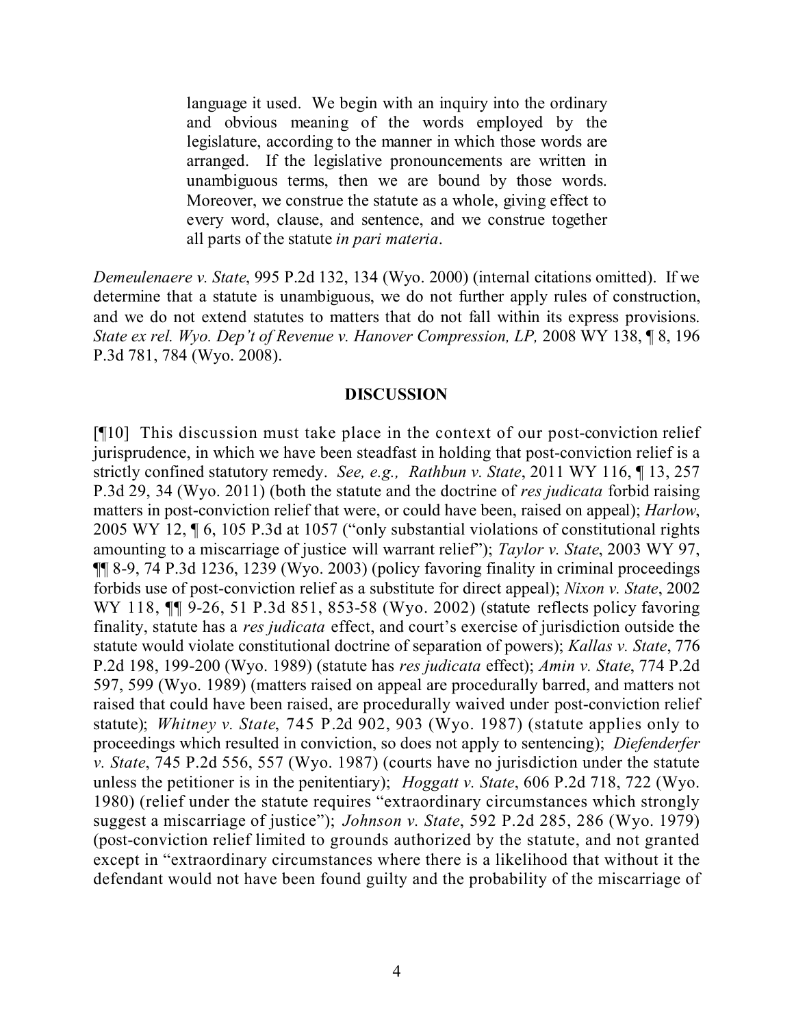> language it used. We begin with an inquiry into the ordinary and obvious meaning of the words employed by the legislature, according to the manner in which those words are arranged. If the legislative pronouncements are written in unambiguous terms, then we are bound by those words. Moreover, we construe the statute as a whole, giving effect to every word, clause, and sentence, and we construe together all parts of the statute *in pari materia*.

*Demeulenaere v. State*, 995 P.2d 132, 134 (Wyo. 2000) (internal citations omitted). If we determine that a statute is unambiguous, we do not further apply rules of construction, and we do not extend statutes to matters that do not fall within its express provisions. *State ex rel. Wyo. Dep't of Revenue v. Hanover Compression, LP,* 2008 WY 138, ¶ 8, 196 P.3d 781, 784 (Wyo. 2008).

## DISCUSSION

[¶10] This discussion must take place in the context of our post-conviction relief jurisprudence, in which we have been steadfast in holding that post-conviction relief is a strictly confined statutory remedy. *See, e.g., Rathbun v. State*, 2011 WY 116, ¶ 13, 257 P.3d 29, 34 (Wyo. 2011) (both the statute and the doctrine of *res judicata* forbid raising matters in post-conviction relief that were, or could have been, raised on appeal); *Harlow*, 2005 WY 12, ¶ 6, 105 P.3d at 1057 ("only substantial violations of constitutional rights amounting to a miscarriage of justice will warrant relief"); *Taylor v. State*, 2003 WY 97, ¶¶ 8-9, 74 P.3d 1236, 1239 (Wyo. 2003) (policy favoring finality in criminal proceedings forbids use of post-conviction relief as a substitute for direct appeal); *Nixon v. State*, 2002 WY 118, ¶¶ 9-26, 51 P.3d 851, 853-58 (Wyo. 2002) (statute reflects policy favoring finality, statute has a *res judicata* effect, and court's exercise of jurisdiction outside the statute would violate constitutional doctrine of separation of powers); *Kallas v. State*, 776 P.2d 198, 199-200 (Wyo. 1989) (statute has *res judicata* effect); *Amin v. State*, 774 P.2d 597, 599 (Wyo. 1989) (matters raised on appeal are procedurally barred, and matters not raised that could have been raised, are procedurally waived under post-conviction relief statute); *Whitney v. State*, 745 P.2d 902, 903 (Wyo. 1987) (statute applies only to proceedings which resulted in conviction, so does not apply to sentencing); *Diefenderfer v. State*, 745 P.2d 556, 557 (Wyo. 1987) (courts have no jurisdiction under the statute unless the petitioner is in the penitentiary); *Hoggatt v. State*, 606 P.2d 718, 722 (Wyo. 1980) (relief under the statute requires "extraordinary circumstances which strongly suggest a miscarriage of justice"); *Johnson v. State*, 592 P.2d 285, 286 (Wyo. 1979) (post-conviction relief limited to grounds authorized by the statute, and not granted except in "extraordinary circumstances where there is a likelihood that without it the defendant would not have been found guilty and the probability of the miscarriage of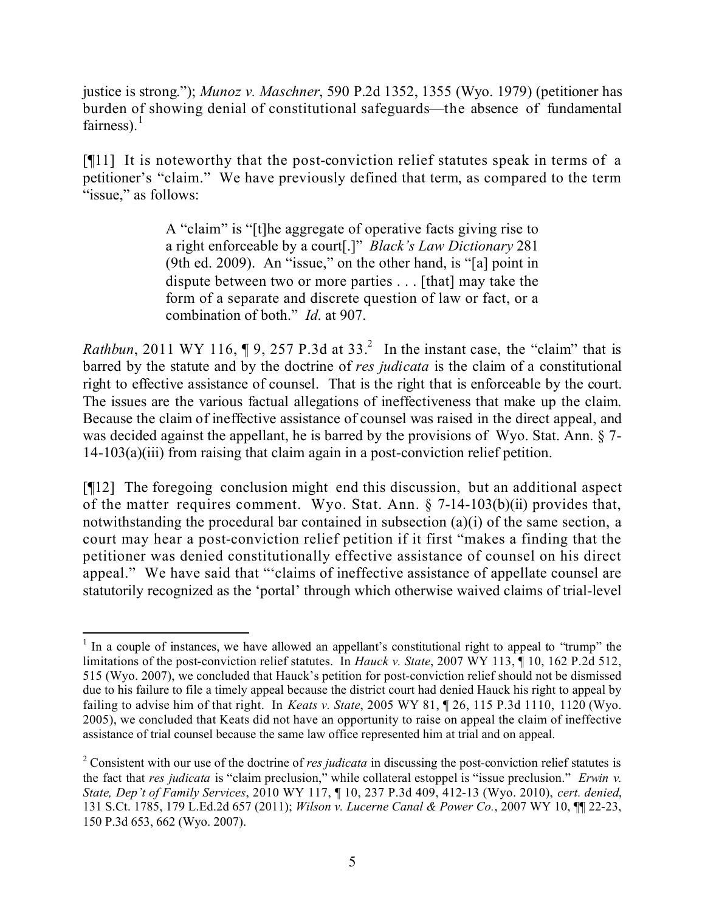justice is strong."); *Munoz v. Maschner*, 590 P.2d 1352, 1355 (Wyo. 1979) (petitioner has burden of showing denial of constitutional safeguards—the absence of fundamental fairness).[1]

[¶11] It is noteworthy that the post-conviction relief statutes speak in terms of a petitioner's "claim." We have previously defined that term, as compared to the term "issue," as follows:

> A "claim" is "[t]he aggregate of operative facts giving rise to a right enforceable by a court[.]" *Black's Law Dictionary* 281 (9th ed. 2009). An "issue," on the other hand, is "[a] point in dispute between two or more parties . . . [that] may take the form of a separate and discrete question of law or fact, or a combination of both." *Id*. at 907.

*Rathbun*, 2011 WY 116, ¶ 9, 257 P.3d at 33.[2] In the instant case, the "claim" that is barred by the statute and by the doctrine of *res judicata* is the claim of a constitutional right to effective assistance of counsel. That is the right that is enforceable by the court. The issues are the various factual allegations of ineffectiveness that make up the claim. Because the claim of ineffective assistance of counsel was raised in the direct appeal, and was decided against the appellant, he is barred by the provisions of Wyo. Stat. Ann. § 7-14-103(a)(iii) from raising that claim again in a post-conviction relief petition.

[¶12] The foregoing conclusion might end this discussion, but an additional aspect of the matter requires comment. Wyo. Stat. Ann. § 7-14-103(b)(ii) provides that, notwithstanding the procedural bar contained in subsection (a)(i) of the same section, a court may hear a post-conviction relief petition if it first "makes a finding that the petitioner was denied constitutionally effective assistance of counsel on his direct appeal." We have said that "'claims of ineffective assistance of appellate counsel are statutorily recognized as the 'portal' through which otherwise waived claims of trial-level

---

[1] In a couple of instances, we have allowed an appellant's constitutional right to appeal to "trump" the limitations of the post-conviction relief statutes. In *Hauck v. State*, 2007 WY 113, ¶ 10, 162 P.2d 512, 515 (Wyo. 2007), we concluded that Hauck's petition for post-conviction relief should not be dismissed due to his failure to file a timely appeal because the district court had denied Hauck his right to appeal by failing to advise him of that right. In *Keats v. State*, 2005 WY 81, ¶ 26, 115 P.3d 1110, 1120 (Wyo. 2005), we concluded that Keats did not have an opportunity to raise on appeal the claim of ineffective assistance of trial counsel because the same law office represented him at trial and on appeal.

[2] Consistent with our use of the doctrine of *res judicata* in discussing the post-conviction relief statutes is the fact that *res judicata* is "claim preclusion," while collateral estoppel is "issue preclusion." *Erwin v. State, Dep't of Family Services*, 2010 WY 117, ¶ 10, 237 P.3d 409, 412-13 (Wyo. 2010), *cert. denied*, 131 S.Ct. 1785, 179 L.Ed.2d 657 (2011); *Wilson v. Lucerne Canal & Power Co.*, 2007 WY 10, ¶¶ 22-23, 150 P.3d 653, 662 (Wyo. 2007).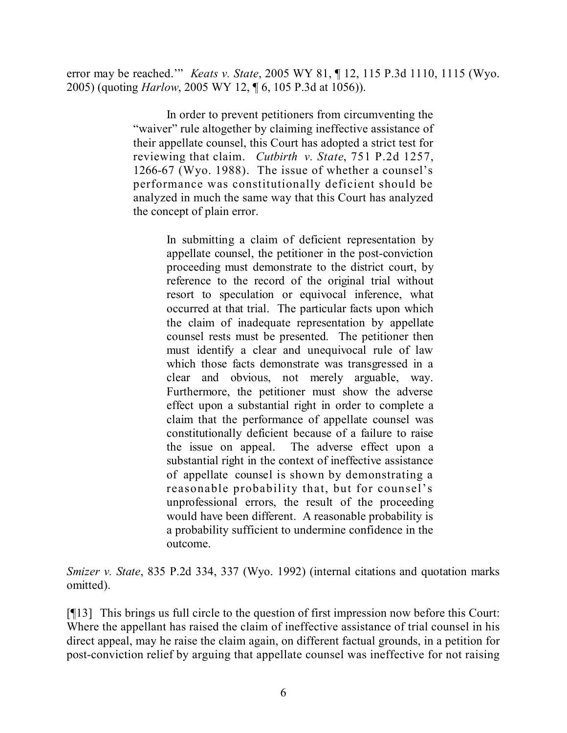error may be reached.'" *Keats v. State*, 2005 WY 81, ¶ 12, 115 P.3d 1110, 1115 (Wyo. 2005) (quoting *Harlow*, 2005 WY 12, ¶ 6, 105 P.3d at 1056)).

> In order to prevent petitioners from circumventing the "waiver" rule altogether by claiming ineffective assistance of their appellate counsel, this Court has adopted a strict test for reviewing that claim. *Cutbirth v. State*, 751 P.2d 1257, 1266-67 (Wyo. 1988). The issue of whether a counsel's performance was constitutionally deficient should be analyzed in much the same way that this Court has analyzed the concept of plain error.
>
> > In submitting a claim of deficient representation by appellate counsel, the petitioner in the post-conviction proceeding must demonstrate to the district court, by reference to the record of the original trial without resort to speculation or equivocal inference, what occurred at that trial. The particular facts upon which the claim of inadequate representation by appellate counsel rests must be presented. The petitioner then must identify a clear and unequivocal rule of law which those facts demonstrate was transgressed in a clear and obvious, not merely arguable, way. Furthermore, the petitioner must show the adverse effect upon a substantial right in order to complete a claim that the performance of appellate counsel was constitutionally deficient because of a failure to raise the issue on appeal. The adverse effect upon a substantial right in the context of ineffective assistance of appellate counsel is shown by demonstrating a reasonable probability that, but for counsel's unprofessional errors, the result of the proceeding would have been different. A reasonable probability is a probability sufficient to undermine confidence in the outcome.

*Smizer v. State*, 835 P.2d 334, 337 (Wyo. 1992) (internal citations and quotation marks omitted).

[¶13] This brings us full circle to the question of first impression now before this Court: Where the appellant has raised the claim of ineffective assistance of trial counsel in his direct appeal, may he raise the claim again, on different factual grounds, in a petition for post-conviction relief by arguing that appellate counsel was ineffective for not raising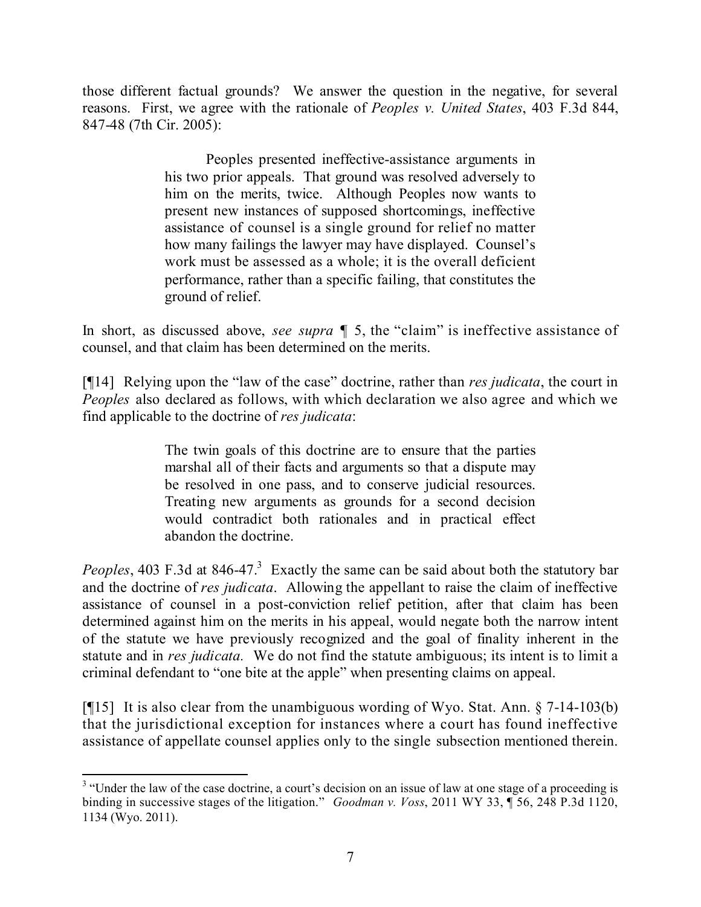those different factual grounds? We answer the question in the negative, for several reasons. First, we agree with the rationale of *Peoples v. United States*, 403 F.3d 844, 847-48 (7th Cir. 2005):

> Peoples presented ineffective-assistance arguments in his two prior appeals. That ground was resolved adversely to him on the merits, twice. Although Peoples now wants to present new instances of supposed shortcomings, ineffective assistance of counsel is a single ground for relief no matter how many failings the lawyer may have displayed. Counsel's work must be assessed as a whole; it is the overall deficient performance, rather than a specific failing, that constitutes the ground of relief.

In short, as discussed above, *see supra* ¶ 5, the "claim" is ineffective assistance of counsel, and that claim has been determined on the merits.

[¶14] Relying upon the "law of the case" doctrine, rather than *res judicata*, the court in *Peoples* also declared as follows, with which declaration we also agree and which we find applicable to the doctrine of *res judicata*:

> The twin goals of this doctrine are to ensure that the parties marshal all of their facts and arguments so that a dispute may be resolved in one pass, and to conserve judicial resources. Treating new arguments as grounds for a second decision would contradict both rationales and in practical effect abandon the doctrine.

*Peoples*, 403 F.3d at 846-47.[3] Exactly the same can be said about both the statutory bar and the doctrine of *res judicata*. Allowing the appellant to raise the claim of ineffective assistance of counsel in a post-conviction relief petition, after that claim has been determined against him on the merits in his appeal, would negate both the narrow intent of the statute we have previously recognized and the goal of finality inherent in the statute and in *res judicata.* We do not find the statute ambiguous; its intent is to limit a criminal defendant to "one bite at the apple" when presenting claims on appeal.

[¶15] It is also clear from the unambiguous wording of Wyo. Stat. Ann. § 7-14-103(b) that the jurisdictional exception for instances where a court has found ineffective assistance of appellate counsel applies only to the single subsection mentioned therein.

---

[3] "Under the law of the case doctrine, a court's decision on an issue of law at one stage of a proceeding is binding in successive stages of the litigation." *Goodman v. Voss*, 2011 WY 33, ¶ 56, 248 P.3d 1120, 1134 (Wyo. 2011).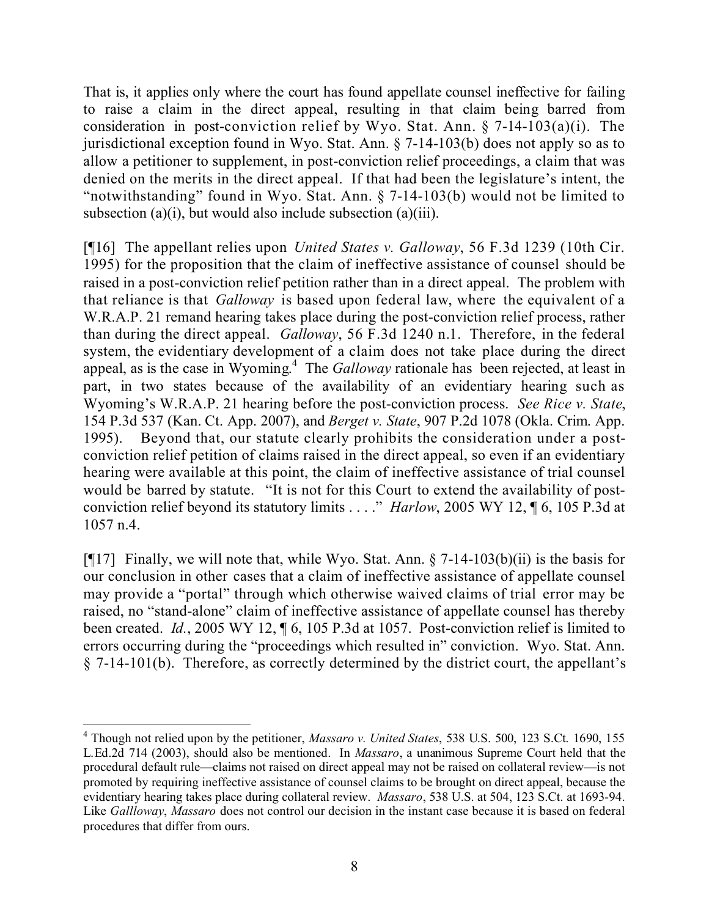That is, it applies only where the court has found appellate counsel ineffective for failing to raise a claim in the direct appeal, resulting in that claim being barred from consideration in post-conviction relief by Wyo. Stat. Ann. § 7-14-103(a)(i). The jurisdictional exception found in Wyo. Stat. Ann. § 7-14-103(b) does not apply so as to allow a petitioner to supplement, in post-conviction relief proceedings, a claim that was denied on the merits in the direct appeal. If that had been the legislature's intent, the "notwithstanding" found in Wyo. Stat. Ann. § 7-14-103(b) would not be limited to subsection (a)(i), but would also include subsection (a)(iii).

[¶16] The appellant relies upon *United States v. Galloway*, 56 F.3d 1239 (10th Cir. 1995) for the proposition that the claim of ineffective assistance of counsel should be raised in a post-conviction relief petition rather than in a direct appeal. The problem with that reliance is that *Galloway* is based upon federal law, where the equivalent of a W.R.A.P. 21 remand hearing takes place during the post-conviction relief process, rather than during the direct appeal. *Galloway*, 56 F.3d 1240 n.1. Therefore, in the federal system, the evidentiary development of a claim does not take place during the direct appeal, as is the case in Wyoming.[4] The *Galloway* rationale has been rejected, at least in part, in two states because of the availability of an evidentiary hearing such as Wyoming's W.R.A.P. 21 hearing before the post-conviction process. *See Rice v. State*, 154 P.3d 537 (Kan. Ct. App. 2007), and *Berget v. State*, 907 P.2d 1078 (Okla. Crim. App. 1995). Beyond that, our statute clearly prohibits the consideration under a post-conviction relief petition of claims raised in the direct appeal, so even if an evidentiary hearing were available at this point, the claim of ineffective assistance of trial counsel would be barred by statute. "It is not for this Court to extend the availability of post-conviction relief beyond its statutory limits . . . ." *Harlow*, 2005 WY 12, ¶ 6, 105 P.3d at 1057 n.4.

[¶17] Finally, we will note that, while Wyo. Stat. Ann. § 7-14-103(b)(ii) is the basis for our conclusion in other cases that a claim of ineffective assistance of appellate counsel may provide a "portal" through which otherwise waived claims of trial error may be raised, no "stand-alone" claim of ineffective assistance of appellate counsel has thereby been created. *Id.*, 2005 WY 12, ¶ 6, 105 P.3d at 1057. Post-conviction relief is limited to errors occurring during the "proceedings which resulted in" conviction. Wyo. Stat. Ann. § 7-14-101(b). Therefore, as correctly determined by the district court, the appellant's

---

[4] Though not relied upon by the petitioner, *Massaro v. United States*, 538 U.S. 500, 123 S.Ct. 1690, 155 L.Ed.2d 714 (2003), should also be mentioned. In *Massaro*, a unanimous Supreme Court held that the procedural default rule—claims not raised on direct appeal may not be raised on collateral review—is not promoted by requiring ineffective assistance of counsel claims to be brought on direct appeal, because the evidentiary hearing takes place during collateral review. *Massaro*, 538 U.S. at 504, 123 S.Ct. at 1693-94. Like *Gallloway*, *Massaro* does not control our decision in the instant case because it is based on federal procedures that differ from ours.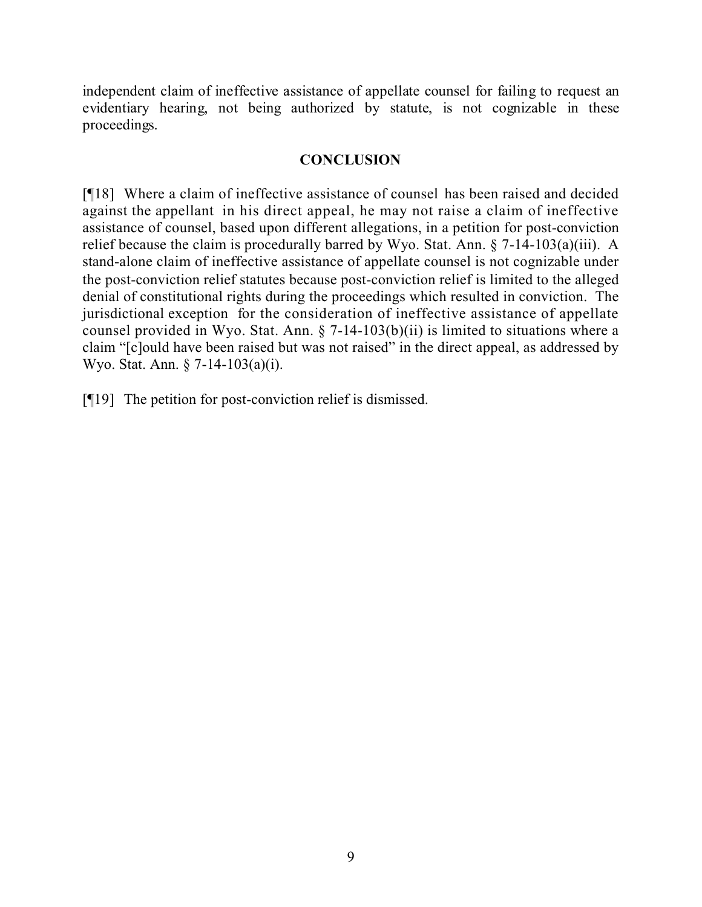independent claim of ineffective assistance of appellate counsel for failing to request an evidentiary hearing, not being authorized by statute, is not cognizable in these proceedings.

## CONCLUSION

[¶18] Where a claim of ineffective assistance of counsel has been raised and decided against the appellant in his direct appeal, he may not raise a claim of ineffective assistance of counsel, based upon different allegations, in a petition for post-conviction relief because the claim is procedurally barred by Wyo. Stat. Ann. § 7-14-103(a)(iii). A stand-alone claim of ineffective assistance of appellate counsel is not cognizable under the post-conviction relief statutes because post-conviction relief is limited to the alleged denial of constitutional rights during the proceedings which resulted in conviction. The jurisdictional exception for the consideration of ineffective assistance of appellate counsel provided in Wyo. Stat. Ann. § 7-14-103(b)(ii) is limited to situations where a claim "[c]ould have been raised but was not raised" in the direct appeal, as addressed by Wyo. Stat. Ann. § 7-14-103(a)(i).

[¶19] The petition for post-conviction relief is dismissed.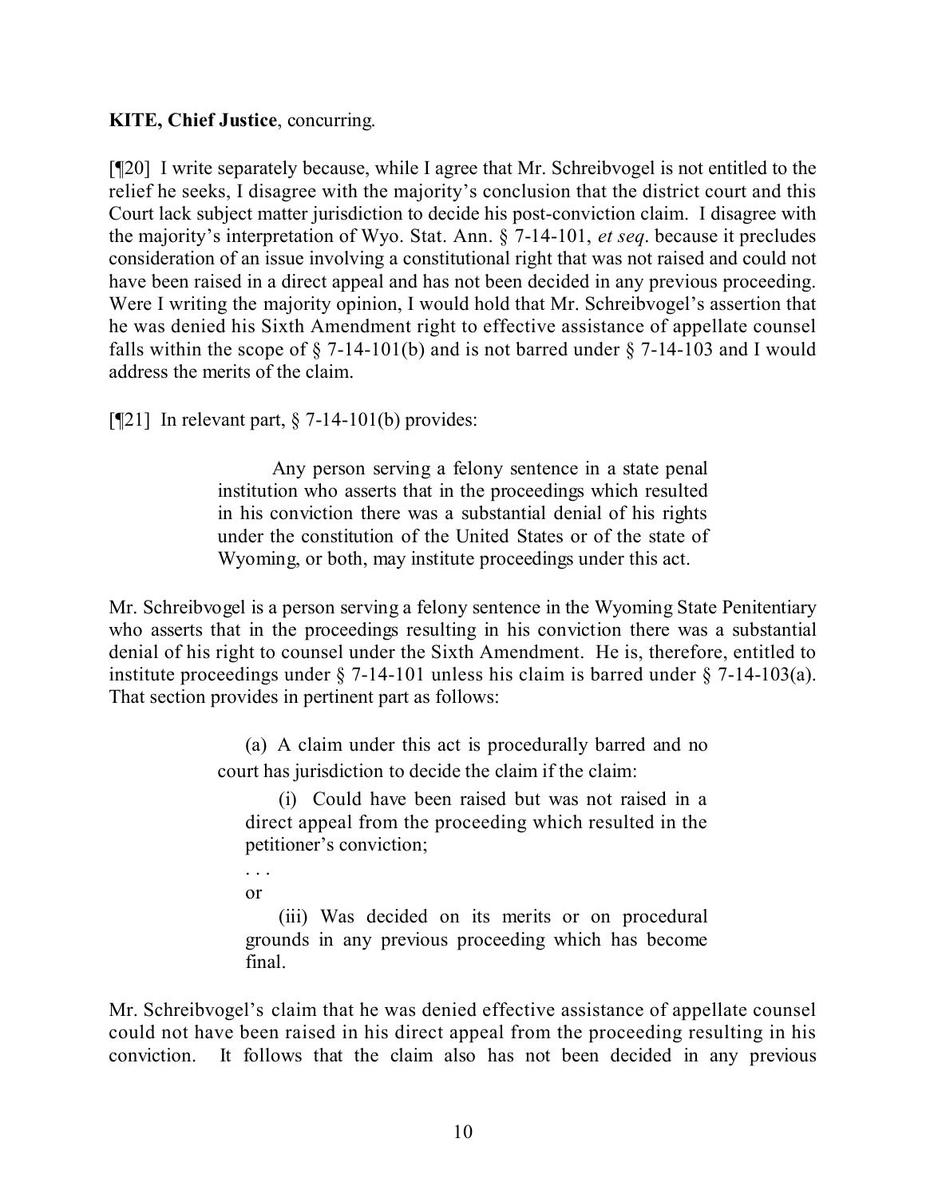**KITE, Chief Justice**, concurring.

[¶20] I write separately because, while I agree that Mr. Schreibvogel is not entitled to the relief he seeks, I disagree with the majority's conclusion that the district court and this Court lack subject matter jurisdiction to decide his post-conviction claim. I disagree with the majority's interpretation of Wyo. Stat. Ann. § 7-14-101, *et seq*. because it precludes consideration of an issue involving a constitutional right that was not raised and could not have been raised in a direct appeal and has not been decided in any previous proceeding. Were I writing the majority opinion, I would hold that Mr. Schreibvogel's assertion that he was denied his Sixth Amendment right to effective assistance of appellate counsel falls within the scope of § 7-14-101(b) and is not barred under § 7-14-103 and I would address the merits of the claim.

[¶21] In relevant part, § 7-14-101(b) provides:

> Any person serving a felony sentence in a state penal institution who asserts that in the proceedings which resulted in his conviction there was a substantial denial of his rights under the constitution of the United States or of the state of Wyoming, or both, may institute proceedings under this act.

Mr. Schreibvogel is a person serving a felony sentence in the Wyoming State Penitentiary who asserts that in the proceedings resulting in his conviction there was a substantial denial of his right to counsel under the Sixth Amendment. He is, therefore, entitled to institute proceedings under § 7-14-101 unless his claim is barred under § 7-14-103(a). That section provides in pertinent part as follows:

> (a) A claim under this act is procedurally barred and no court has jurisdiction to decide the claim if the claim:
>
> (i) Could have been raised but was not raised in a direct appeal from the proceeding which resulted in the petitioner's conviction;
>
> . . .
>
> or
>
> (iii) Was decided on its merits or on procedural grounds in any previous proceeding which has become final.

Mr. Schreibvogel's claim that he was denied effective assistance of appellate counsel could not have been raised in his direct appeal from the proceeding resulting in his conviction. It follows that the claim also has not been decided in any previous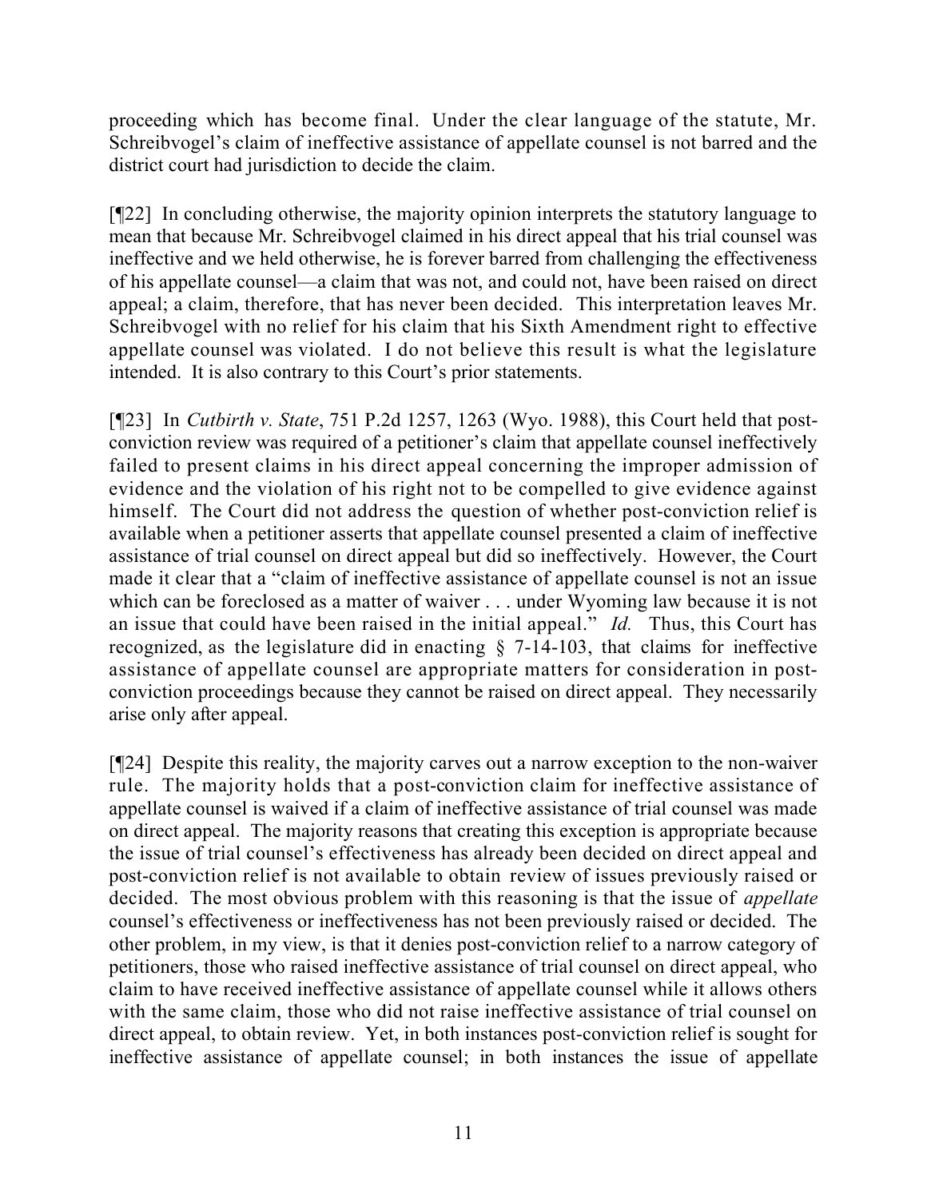proceeding which has become final. Under the clear language of the statute, Mr. Schreibvogel's claim of ineffective assistance of appellate counsel is not barred and the district court had jurisdiction to decide the claim.

[¶22] In concluding otherwise, the majority opinion interprets the statutory language to mean that because Mr. Schreibvogel claimed in his direct appeal that his trial counsel was ineffective and we held otherwise, he is forever barred from challenging the effectiveness of his appellate counsel—a claim that was not, and could not, have been raised on direct appeal; a claim, therefore, that has never been decided. This interpretation leaves Mr. Schreibvogel with no relief for his claim that his Sixth Amendment right to effective appellate counsel was violated. I do not believe this result is what the legislature intended. It is also contrary to this Court's prior statements.

[¶23] In *Cutbirth v. State*, 751 P.2d 1257, 1263 (Wyo. 1988), this Court held that post-conviction review was required of a petitioner's claim that appellate counsel ineffectively failed to present claims in his direct appeal concerning the improper admission of evidence and the violation of his right not to be compelled to give evidence against himself. The Court did not address the question of whether post-conviction relief is available when a petitioner asserts that appellate counsel presented a claim of ineffective assistance of trial counsel on direct appeal but did so ineffectively. However, the Court made it clear that a "claim of ineffective assistance of appellate counsel is not an issue which can be foreclosed as a matter of waiver . . . under Wyoming law because it is not an issue that could have been raised in the initial appeal." *Id.* Thus, this Court has recognized, as the legislature did in enacting § 7-14-103, that claims for ineffective assistance of appellate counsel are appropriate matters for consideration in post-conviction proceedings because they cannot be raised on direct appeal. They necessarily arise only after appeal.

[¶24] Despite this reality, the majority carves out a narrow exception to the non-waiver rule. The majority holds that a post-conviction claim for ineffective assistance of appellate counsel is waived if a claim of ineffective assistance of trial counsel was made on direct appeal. The majority reasons that creating this exception is appropriate because the issue of trial counsel's effectiveness has already been decided on direct appeal and post-conviction relief is not available to obtain review of issues previously raised or decided. The most obvious problem with this reasoning is that the issue of *appellate* counsel's effectiveness or ineffectiveness has not been previously raised or decided. The other problem, in my view, is that it denies post-conviction relief to a narrow category of petitioners, those who raised ineffective assistance of trial counsel on direct appeal, who claim to have received ineffective assistance of appellate counsel while it allows others with the same claim, those who did not raise ineffective assistance of trial counsel on direct appeal, to obtain review. Yet, in both instances post-conviction relief is sought for ineffective assistance of appellate counsel; in both instances the issue of appellate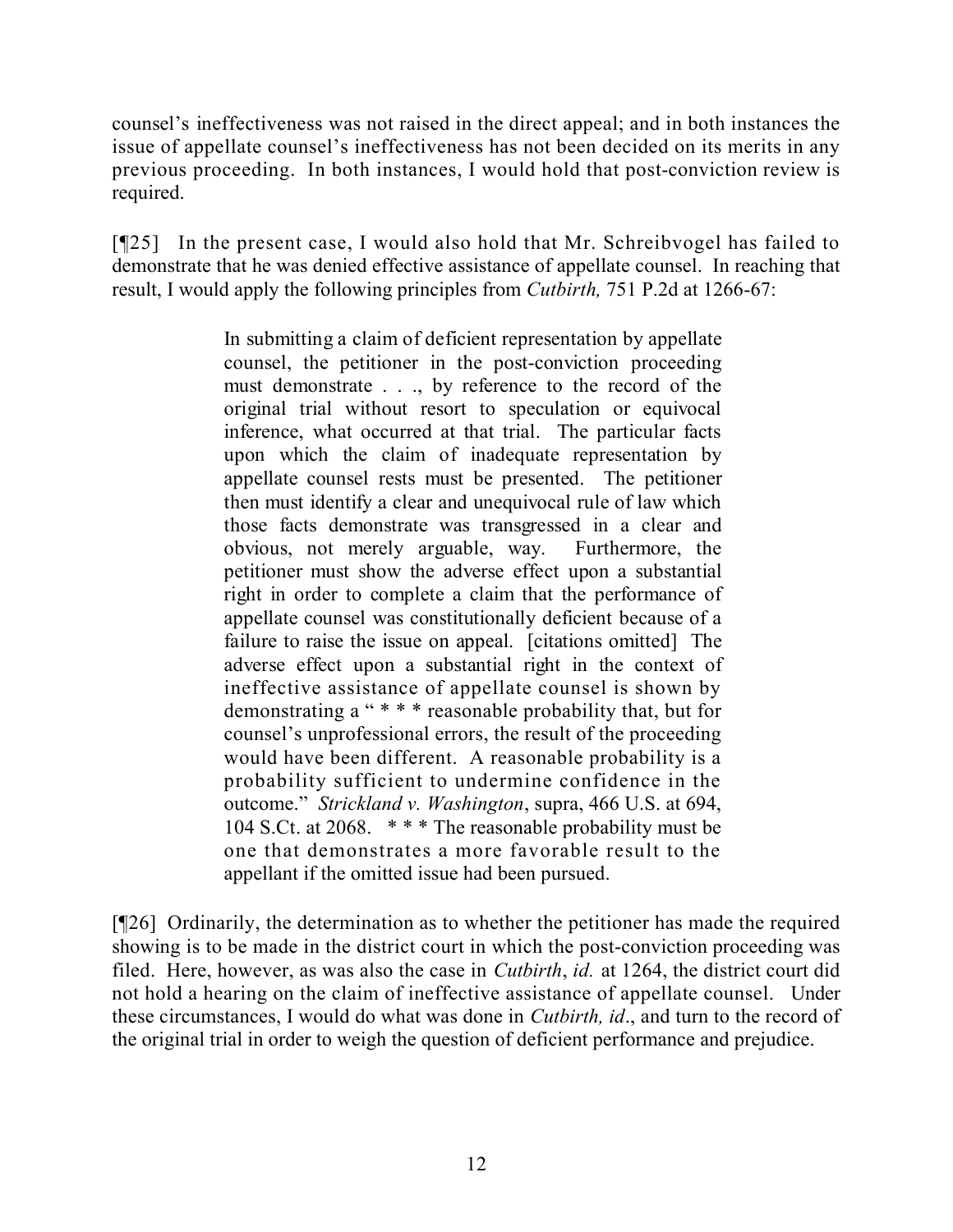counsel's ineffectiveness was not raised in the direct appeal; and in both instances the issue of appellate counsel's ineffectiveness has not been decided on its merits in any previous proceeding. In both instances, I would hold that post-conviction review is required.

[¶25] In the present case, I would also hold that Mr. Schreibvogel has failed to demonstrate that he was denied effective assistance of appellate counsel. In reaching that result, I would apply the following principles from *Cutbirth,* 751 P.2d at 1266-67:

> In submitting a claim of deficient representation by appellate counsel, the petitioner in the post-conviction proceeding must demonstrate . . ., by reference to the record of the original trial without resort to speculation or equivocal inference, what occurred at that trial. The particular facts upon which the claim of inadequate representation by appellate counsel rests must be presented. The petitioner then must identify a clear and unequivocal rule of law which those facts demonstrate was transgressed in a clear and obvious, not merely arguable, way. Furthermore, the petitioner must show the adverse effect upon a substantial right in order to complete a claim that the performance of appellate counsel was constitutionally deficient because of a failure to raise the issue on appeal. [citations omitted] The adverse effect upon a substantial right in the context of ineffective assistance of appellate counsel is shown by demonstrating a " * * * reasonable probability that, but for counsel's unprofessional errors, the result of the proceeding would have been different. A reasonable probability is a probability sufficient to undermine confidence in the outcome." *Strickland v. Washington*, supra, 466 U.S. at 694, 104 S.Ct. at 2068. * * * The reasonable probability must be one that demonstrates a more favorable result to the appellant if the omitted issue had been pursued.

[¶26] Ordinarily, the determination as to whether the petitioner has made the required showing is to be made in the district court in which the post-conviction proceeding was filed. Here, however, as was also the case in *Cutbirth*, *id.* at 1264, the district court did not hold a hearing on the claim of ineffective assistance of appellate counsel. Under these circumstances, I would do what was done in *Cutbirth, id*., and turn to the record of the original trial in order to weigh the question of deficient performance and prejudice.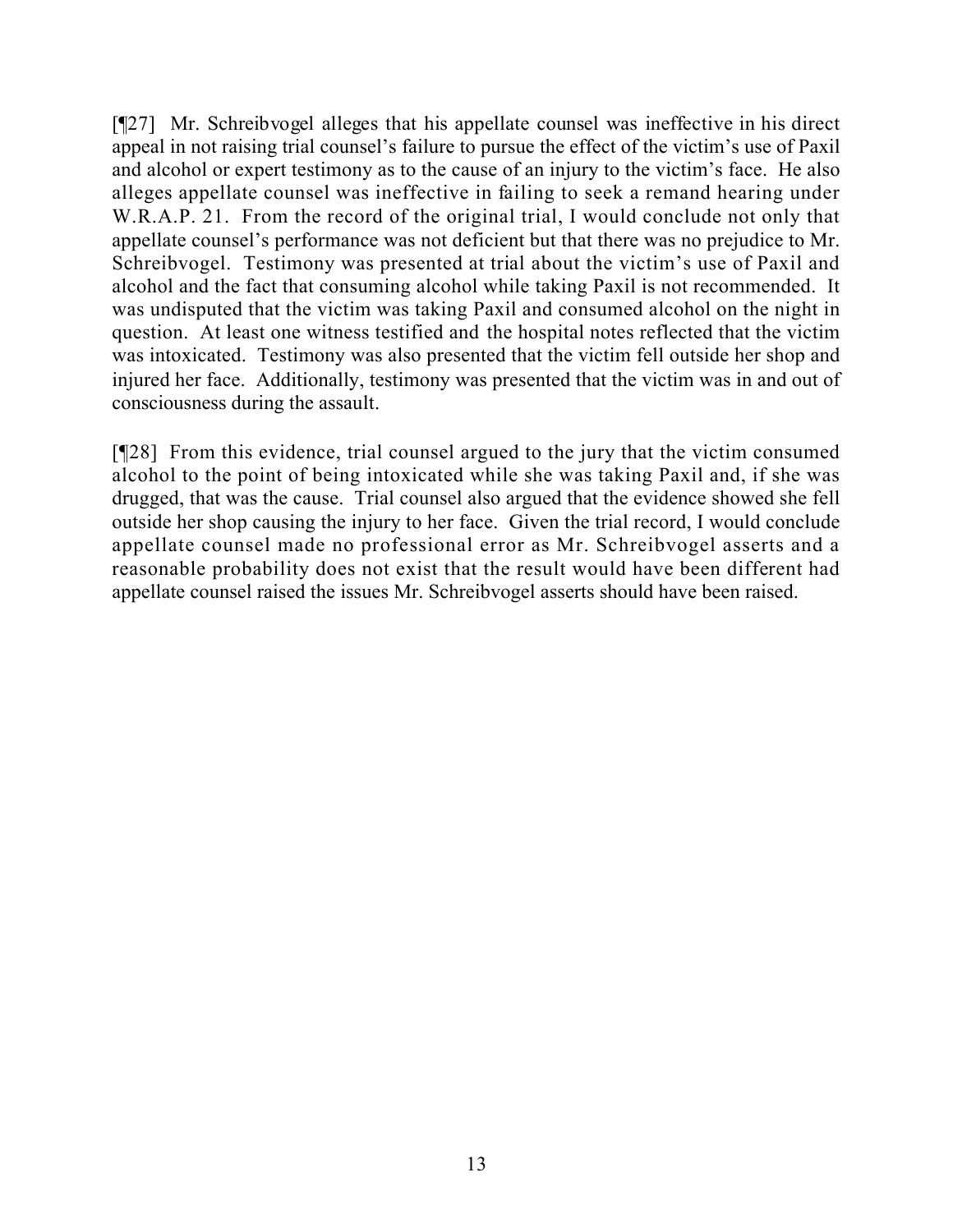[¶27] Mr. Schreibvogel alleges that his appellate counsel was ineffective in his direct appeal in not raising trial counsel's failure to pursue the effect of the victim's use of Paxil and alcohol or expert testimony as to the cause of an injury to the victim's face. He also alleges appellate counsel was ineffective in failing to seek a remand hearing under W.R.A.P. 21. From the record of the original trial, I would conclude not only that appellate counsel's performance was not deficient but that there was no prejudice to Mr. Schreibvogel. Testimony was presented at trial about the victim's use of Paxil and alcohol and the fact that consuming alcohol while taking Paxil is not recommended. It was undisputed that the victim was taking Paxil and consumed alcohol on the night in question. At least one witness testified and the hospital notes reflected that the victim was intoxicated. Testimony was also presented that the victim fell outside her shop and injured her face. Additionally, testimony was presented that the victim was in and out of consciousness during the assault.

[¶28] From this evidence, trial counsel argued to the jury that the victim consumed alcohol to the point of being intoxicated while she was taking Paxil and, if she was drugged, that was the cause. Trial counsel also argued that the evidence showed she fell outside her shop causing the injury to her face. Given the trial record, I would conclude appellate counsel made no professional error as Mr. Schreibvogel asserts and a reasonable probability does not exist that the result would have been different had appellate counsel raised the issues Mr. Schreibvogel asserts should have been raised.